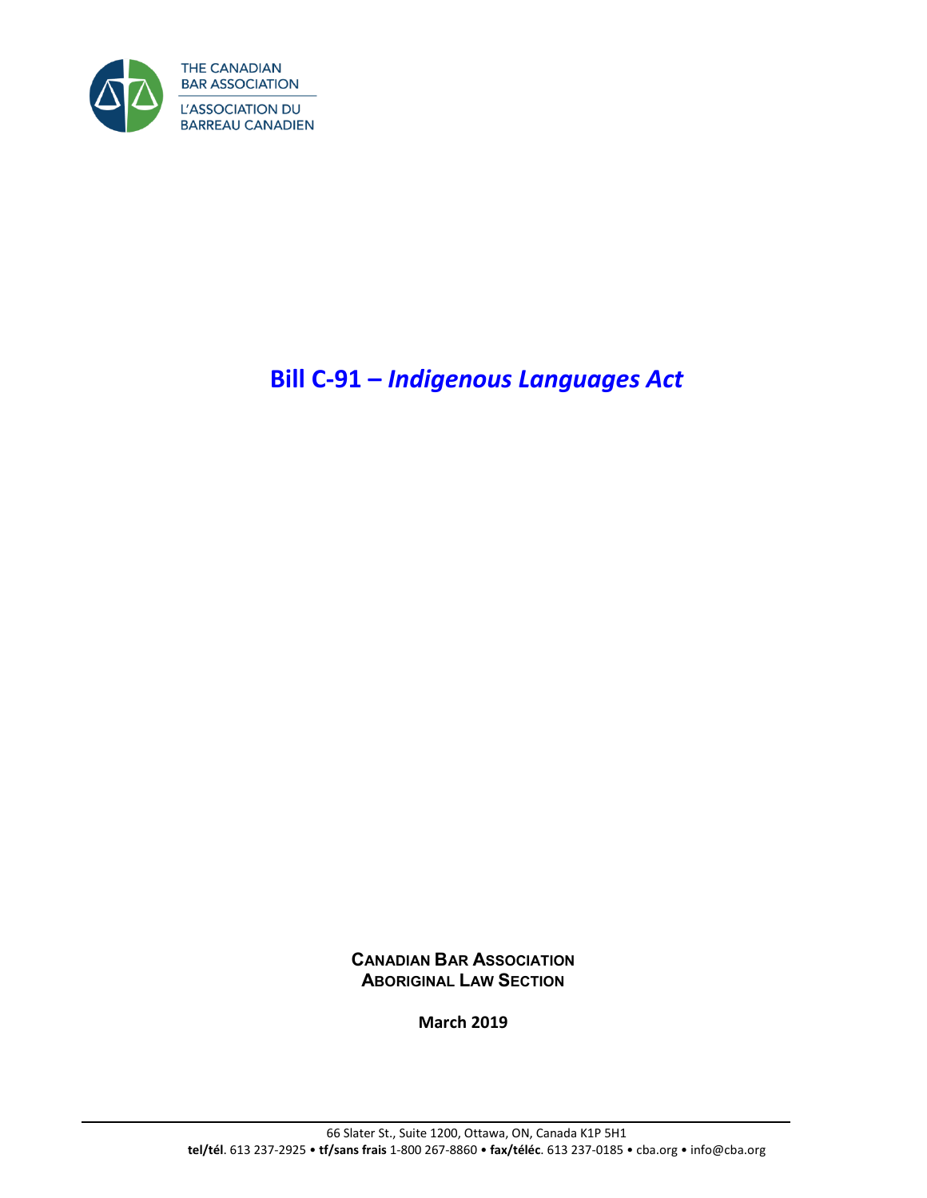THE CANADIAN BAR ASSOCIATION
L'ASSOCIATION DU BARREAU CANADIEN

# Bill C-91 – *Indigenous Languages Act*

**CANADIAN BAR ASSOCIATION**
**ABORIGINAL LAW SECTION**

**March 2019**

66 Slater St., Suite 1200, Ottawa, ON, Canada K1P 5H1
**tel/tél**. 613 237-2925 • **tf/sans frais** 1-800 267-8860 • **fax/téléc**. 613 237-0185 • cba.org • info@cba.org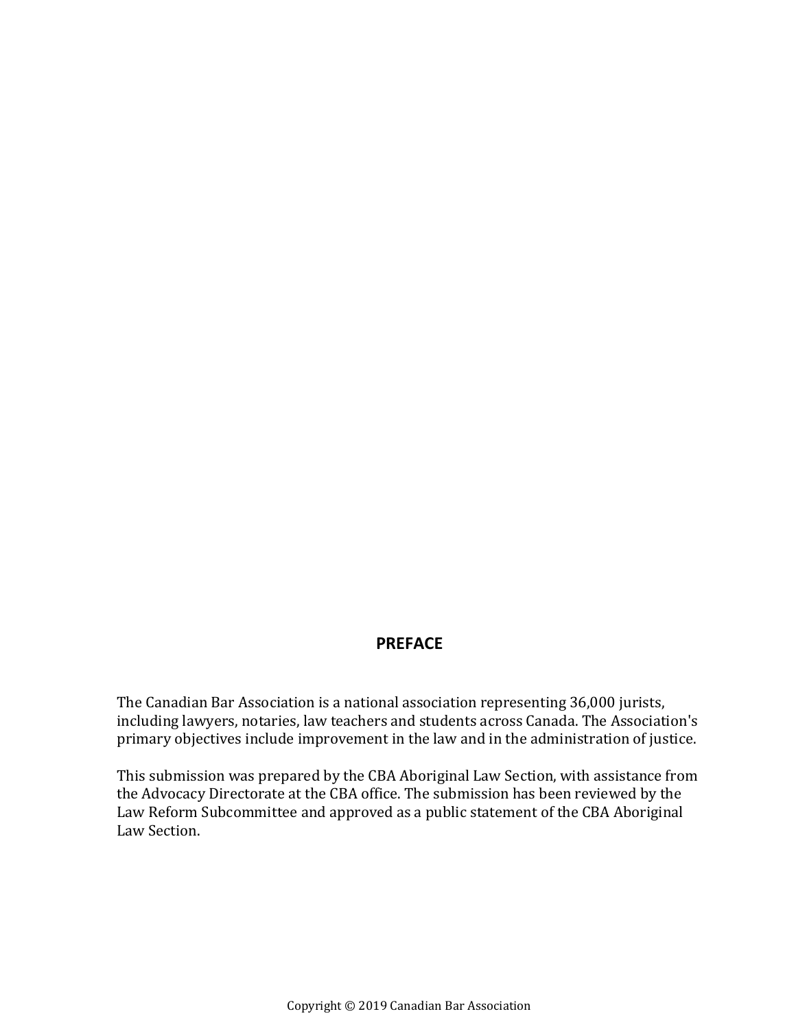## PREFACE

The Canadian Bar Association is a national association representing 36,000 jurists, including lawyers, notaries, law teachers and students across Canada. The Association's primary objectives include improvement in the law and in the administration of justice.

This submission was prepared by the CBA Aboriginal Law Section, with assistance from the Advocacy Directorate at the CBA office. The submission has been reviewed by the Law Reform Subcommittee and approved as a public statement of the CBA Aboriginal Law Section.

Copyright © 2019 Canadian Bar Association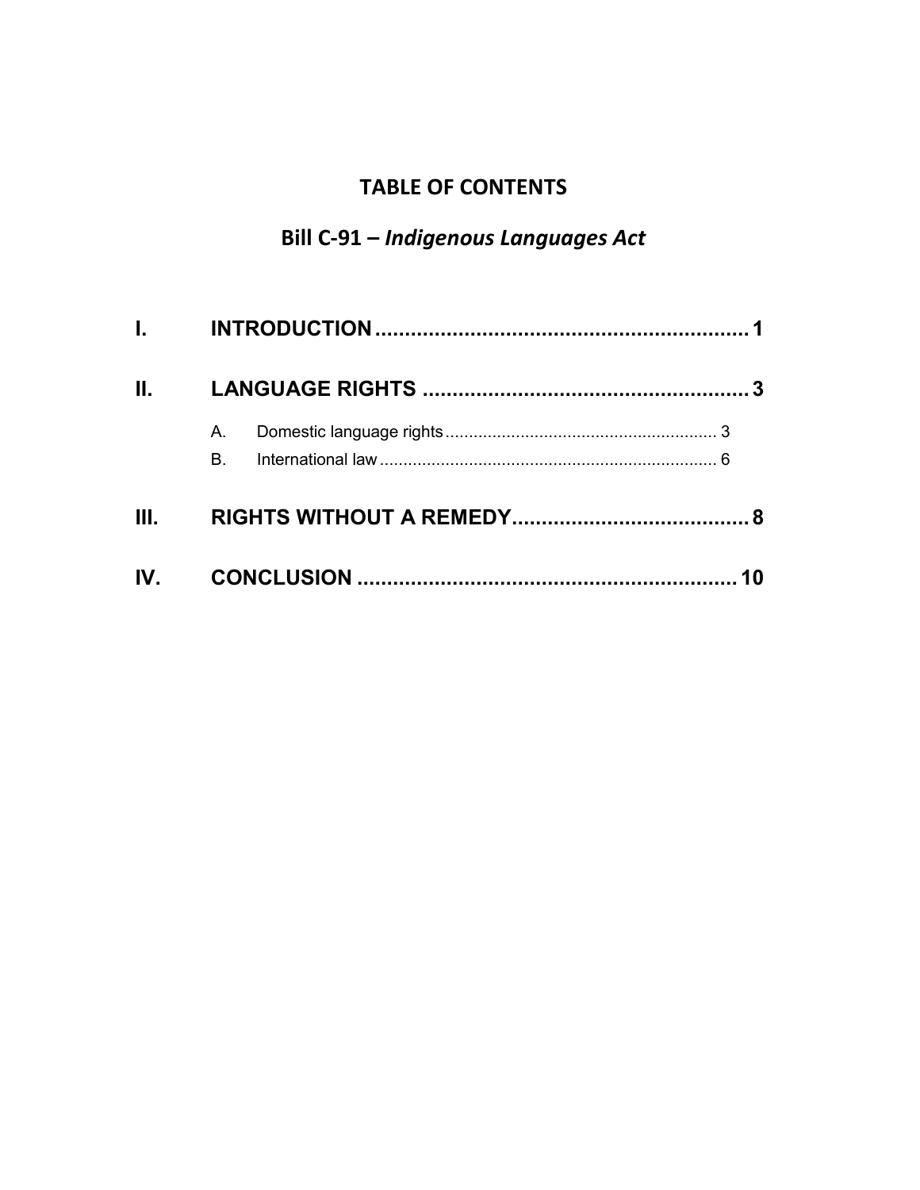# TABLE OF CONTENTS

## Bill C-91 – *Indigenous Languages Act*

**I. INTRODUCTION** .............................................................. **1**

**II. LANGUAGE RIGHTS** ...................................................... **3**

- A. Domestic language rights ......................................................... 3
- B. International law ....................................................................... 6

**III. RIGHTS WITHOUT A REMEDY** ....................................... **8**

**IV. CONCLUSION** ................................................................ **10**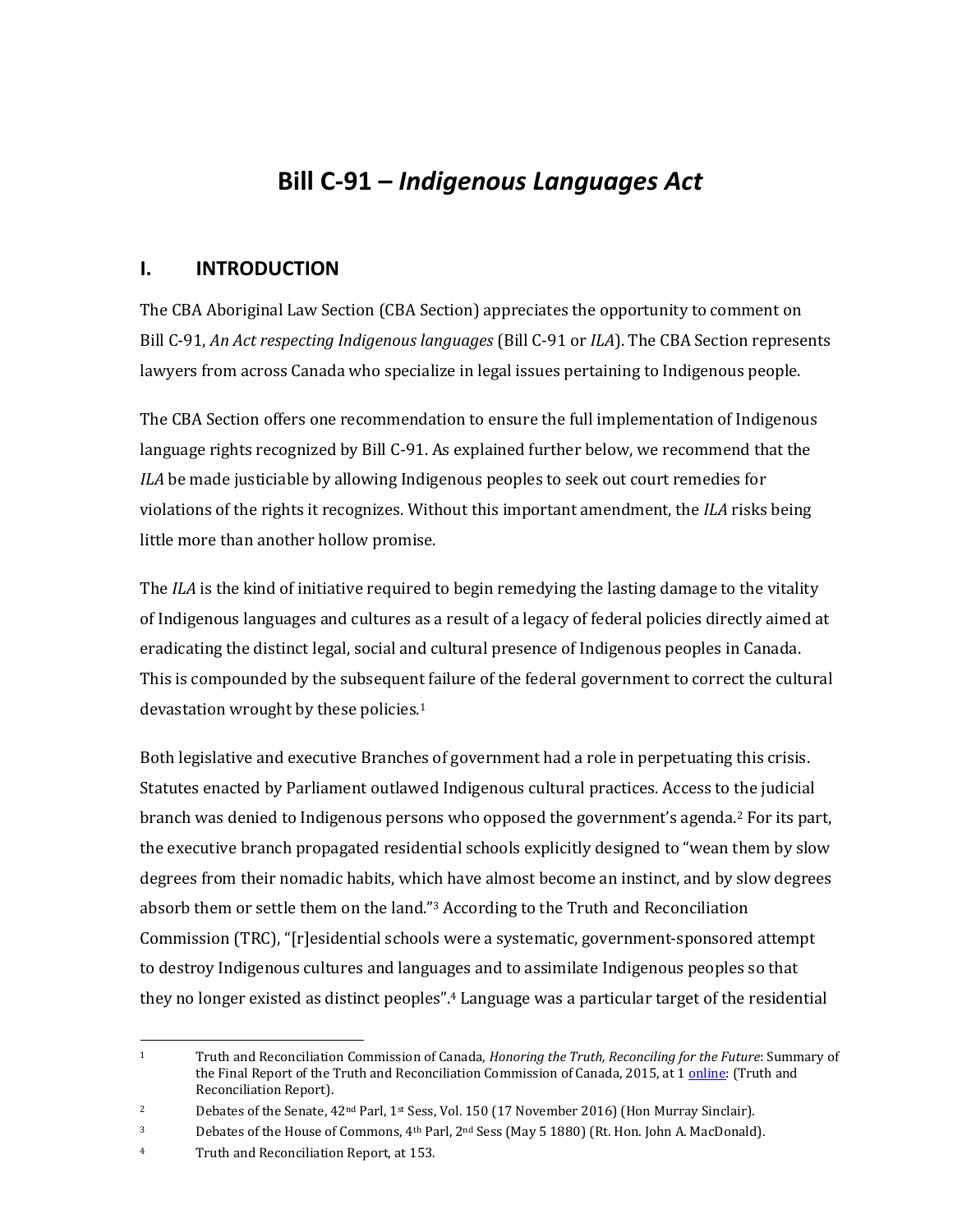# Bill C-91 – *Indigenous Languages Act*

## I. INTRODUCTION

The CBA Aboriginal Law Section (CBA Section) appreciates the opportunity to comment on Bill C-91, *An Act respecting Indigenous languages* (Bill C-91 or *ILA*). The CBA Section represents lawyers from across Canada who specialize in legal issues pertaining to Indigenous people.

The CBA Section offers one recommendation to ensure the full implementation of Indigenous language rights recognized by Bill C-91. As explained further below, we recommend that the *ILA* be made justiciable by allowing Indigenous peoples to seek out court remedies for violations of the rights it recognizes. Without this important amendment, the *ILA* risks being little more than another hollow promise.

The *ILA* is the kind of initiative required to begin remedying the lasting damage to the vitality of Indigenous languages and cultures as a result of a legacy of federal policies directly aimed at eradicating the distinct legal, social and cultural presence of Indigenous peoples in Canada. This is compounded by the subsequent failure of the federal government to correct the cultural devastation wrought by these policies.[1]

Both legislative and executive Branches of government had a role in perpetuating this crisis. Statutes enacted by Parliament outlawed Indigenous cultural practices. Access to the judicial branch was denied to Indigenous persons who opposed the government's agenda.[2] For its part, the executive branch propagated residential schools explicitly designed to "wean them by slow degrees from their nomadic habits, which have almost become an instinct, and by slow degrees absorb them or settle them on the land."[3] According to the Truth and Reconciliation Commission (TRC), "[r]esidential schools were a systematic, government-sponsored attempt to destroy Indigenous cultures and languages and to assimilate Indigenous peoples so that they no longer existed as distinct peoples".[4] Language was a particular target of the residential

---

[1] Truth and Reconciliation Commission of Canada, *Honoring the Truth, Reconciling for the Future*: Summary of the Final Report of the Truth and Reconciliation Commission of Canada, 2015, at 1 online: (Truth and Reconciliation Report).

[2] Debates of the Senate, 42nd Parl, 1st Sess, Vol. 150 (17 November 2016) (Hon Murray Sinclair).

[3] Debates of the House of Commons, 4th Parl, 2nd Sess (May 5 1880) (Rt. Hon. John A. MacDonald).

[4] Truth and Reconciliation Report, at 153.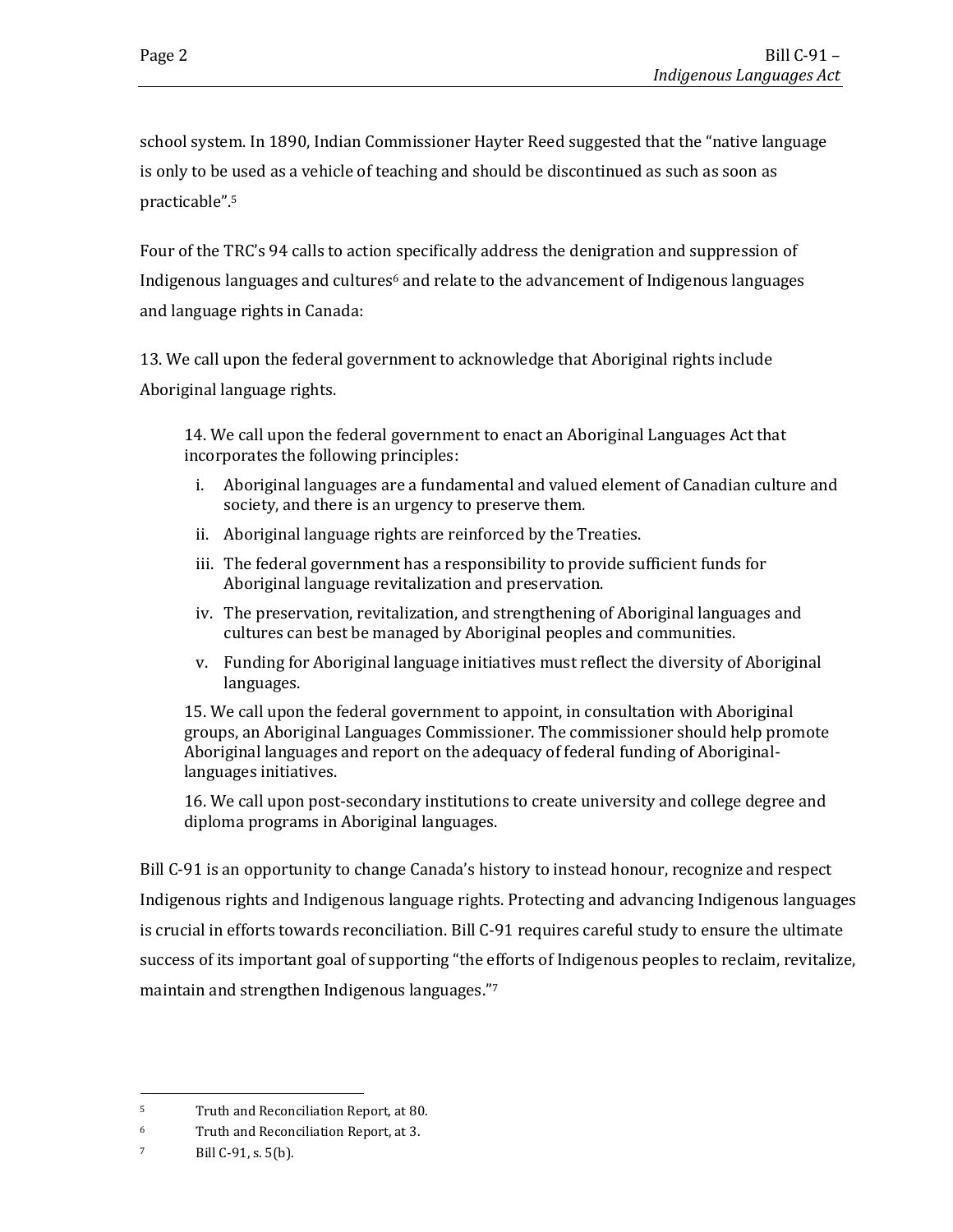school system. In 1890, Indian Commissioner Hayter Reed suggested that the "native language is only to be used as a vehicle of teaching and should be discontinued as such as soon as practicable".[5]

Four of the TRC's 94 calls to action specifically address the denigration and suppression of Indigenous languages and cultures[6] and relate to the advancement of Indigenous languages and language rights in Canada:

13. We call upon the federal government to acknowledge that Aboriginal rights include Aboriginal language rights.

> 14. We call upon the federal government to enact an Aboriginal Languages Act that incorporates the following principles:
>
> i. Aboriginal languages are a fundamental and valued element of Canadian culture and society, and there is an urgency to preserve them.
>
> ii. Aboriginal language rights are reinforced by the Treaties.
>
> iii. The federal government has a responsibility to provide sufficient funds for Aboriginal language revitalization and preservation.
>
> iv. The preservation, revitalization, and strengthening of Aboriginal languages and cultures can best be managed by Aboriginal peoples and communities.
>
> v. Funding for Aboriginal language initiatives must reflect the diversity of Aboriginal languages.
>
> 15. We call upon the federal government to appoint, in consultation with Aboriginal groups, an Aboriginal Languages Commissioner. The commissioner should help promote Aboriginal languages and report on the adequacy of federal funding of Aboriginal-languages initiatives.
>
> 16. We call upon post-secondary institutions to create university and college degree and diploma programs in Aboriginal languages.

Bill C-91 is an opportunity to change Canada's history to instead honour, recognize and respect Indigenous rights and Indigenous language rights. Protecting and advancing Indigenous languages is crucial in efforts towards reconciliation. Bill C-91 requires careful study to ensure the ultimate success of its important goal of supporting "the efforts of Indigenous peoples to reclaim, revitalize, maintain and strengthen Indigenous languages."[7]

---

[5] Truth and Reconciliation Report, at 80.

[6] Truth and Reconciliation Report, at 3.

[7] Bill C-91, s. 5(b).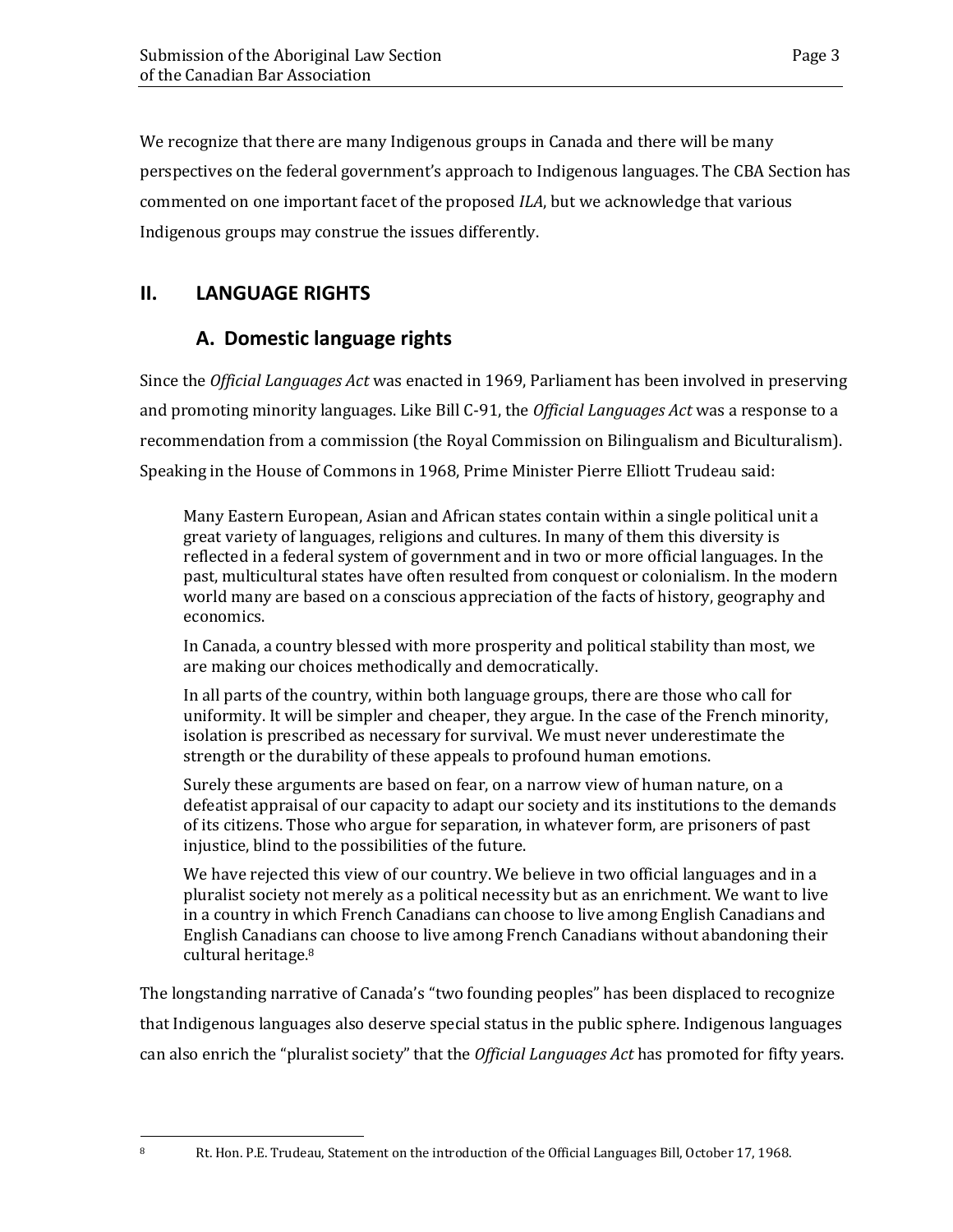We recognize that there are many Indigenous groups in Canada and there will be many perspectives on the federal government's approach to Indigenous languages. The CBA Section has commented on one important facet of the proposed *ILA*, but we acknowledge that various Indigenous groups may construe the issues differently.

## II. LANGUAGE RIGHTS

### A. Domestic language rights

Since the *Official Languages Act* was enacted in 1969, Parliament has been involved in preserving and promoting minority languages. Like Bill C-91, the *Official Languages Act* was a response to a recommendation from a commission (the Royal Commission on Bilingualism and Biculturalism). Speaking in the House of Commons in 1968, Prime Minister Pierre Elliott Trudeau said:

> Many Eastern European, Asian and African states contain within a single political unit a great variety of languages, religions and cultures. In many of them this diversity is reflected in a federal system of government and in two or more official languages. In the past, multicultural states have often resulted from conquest or colonialism. In the modern world many are based on a conscious appreciation of the facts of history, geography and economics.
>
> In Canada, a country blessed with more prosperity and political stability than most, we are making our choices methodically and democratically.
>
> In all parts of the country, within both language groups, there are those who call for uniformity. It will be simpler and cheaper, they argue. In the case of the French minority, isolation is prescribed as necessary for survival. We must never underestimate the strength or the durability of these appeals to profound human emotions.
>
> Surely these arguments are based on fear, on a narrow view of human nature, on a defeatist appraisal of our capacity to adapt our society and its institutions to the demands of its citizens. Those who argue for separation, in whatever form, are prisoners of past injustice, blind to the possibilities of the future.
>
> We have rejected this view of our country. We believe in two official languages and in a pluralist society not merely as a political necessity but as an enrichment. We want to live in a country in which French Canadians can choose to live among English Canadians and English Canadians can choose to live among French Canadians without abandoning their cultural heritage.[8]

The longstanding narrative of Canada's "two founding peoples" has been displaced to recognize that Indigenous languages also deserve special status in the public sphere. Indigenous languages can also enrich the "pluralist society" that the *Official Languages Act* has promoted for fifty years.

---

[8] Rt. Hon. P.E. Trudeau, Statement on the introduction of the Official Languages Bill, October 17, 1968.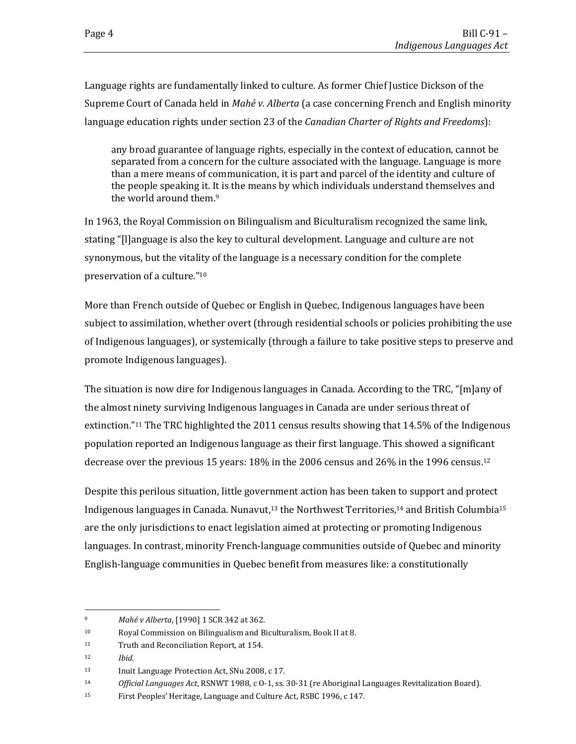Language rights are fundamentally linked to culture. As former Chief Justice Dickson of the Supreme Court of Canada held in *Mahé v. Alberta* (a case concerning French and English minority language education rights under section 23 of the *Canadian Charter of Rights and Freedoms*):

> any broad guarantee of language rights, especially in the context of education, cannot be separated from a concern for the culture associated with the language. Language is more than a mere means of communication, it is part and parcel of the identity and culture of the people speaking it. It is the means by which individuals understand themselves and the world around them.[9]

In 1963, the Royal Commission on Bilingualism and Biculturalism recognized the same link, stating "[l]anguage is also the key to cultural development. Language and culture are not synonymous, but the vitality of the language is a necessary condition for the complete preservation of a culture."[10]

More than French outside of Quebec or English in Quebec, Indigenous languages have been subject to assimilation, whether overt (through residential schools or policies prohibiting the use of Indigenous languages), or systemically (through a failure to take positive steps to preserve and promote Indigenous languages).

The situation is now dire for Indigenous languages in Canada. According to the TRC, "[m]any of the almost ninety surviving Indigenous languages in Canada are under serious threat of extinction."[11] The TRC highlighted the 2011 census results showing that 14.5% of the Indigenous population reported an Indigenous language as their first language. This showed a significant decrease over the previous 15 years: 18% in the 2006 census and 26% in the 1996 census.[12]

Despite this perilous situation, little government action has been taken to support and protect Indigenous languages in Canada. Nunavut,[13] the Northwest Territories,[14] and British Columbia[15] are the only jurisdictions to enact legislation aimed at protecting or promoting Indigenous languages. In contrast, minority French-language communities outside of Quebec and minority English-language communities in Quebec benefit from measures like: a constitutionally

---

[9] *Mahé v Alberta*, [1990] 1 SCR 342 at 362.

[10] Royal Commission on Bilingualism and Biculturalism, Book II at 8.

[11] Truth and Reconciliation Report, at 154.

[12] *Ibid.*

[13] Inuit Language Protection Act, SNu 2008, c 17.

[14] *Official Languages Act*, RSNWT 1988, c O-1, ss. 30-31 (re Aboriginal Languages Revitalization Board).

[15] First Peoples' Heritage, Language and Culture Act, RSBC 1996, c 147.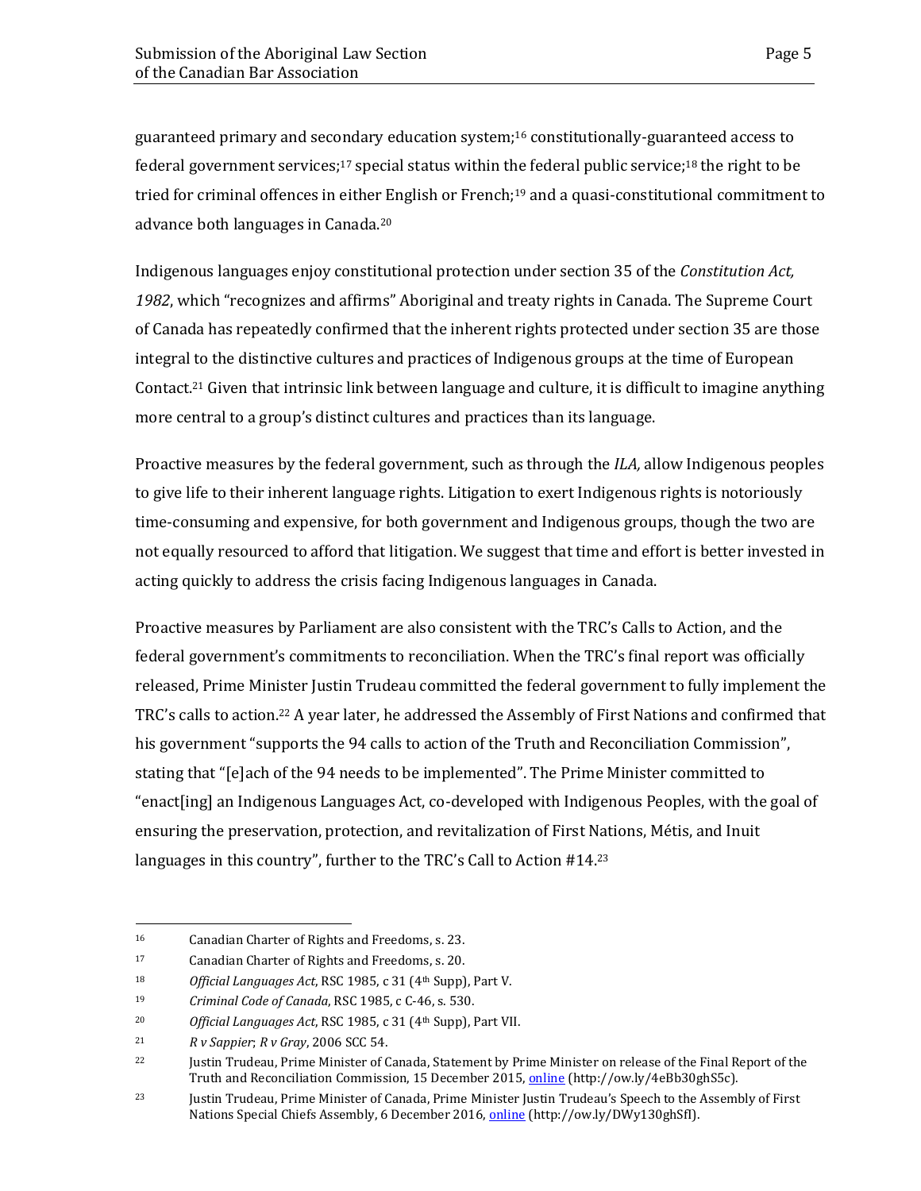guaranteed primary and secondary education system;[16] constitutionally-guaranteed access to federal government services;[17] special status within the federal public service;[18] the right to be tried for criminal offences in either English or French;[19] and a quasi-constitutional commitment to advance both languages in Canada.[20]

Indigenous languages enjoy constitutional protection under section 35 of the *Constitution Act, 1982*, which "recognizes and affirms" Aboriginal and treaty rights in Canada. The Supreme Court of Canada has repeatedly confirmed that the inherent rights protected under section 35 are those integral to the distinctive cultures and practices of Indigenous groups at the time of European Contact.[21] Given that intrinsic link between language and culture, it is difficult to imagine anything more central to a group's distinct cultures and practices than its language.

Proactive measures by the federal government, such as through the *ILA,* allow Indigenous peoples to give life to their inherent language rights. Litigation to exert Indigenous rights is notoriously time-consuming and expensive, for both government and Indigenous groups, though the two are not equally resourced to afford that litigation. We suggest that time and effort is better invested in acting quickly to address the crisis facing Indigenous languages in Canada.

Proactive measures by Parliament are also consistent with the TRC's Calls to Action, and the federal government's commitments to reconciliation. When the TRC's final report was officially released, Prime Minister Justin Trudeau committed the federal government to fully implement the TRC's calls to action.[22] A year later, he addressed the Assembly of First Nations and confirmed that his government "supports the 94 calls to action of the Truth and Reconciliation Commission", stating that "[e]ach of the 94 needs to be implemented". The Prime Minister committed to "enact[ing] an Indigenous Languages Act, co-developed with Indigenous Peoples, with the goal of ensuring the preservation, protection, and revitalization of First Nations, Métis, and Inuit languages in this country", further to the TRC's Call to Action #14.[23]

---

[16] Canadian Charter of Rights and Freedoms, s. 23.

[17] Canadian Charter of Rights and Freedoms, s. 20.

[18] *Official Languages Act*, RSC 1985, c 31 (4th Supp), Part V.

[19] *Criminal Code of Canada*, RSC 1985, c C-46, s. 530.

[20] *Official Languages Act*, RSC 1985, c 31 (4th Supp), Part VII.

[21] *R v Sappier*; *R v Gray*, 2006 SCC 54.

[22] Justin Trudeau, Prime Minister of Canada, Statement by Prime Minister on release of the Final Report of the Truth and Reconciliation Commission, 15 December 2015, online (http://ow.ly/4eBb30ghS5c).

[23] Justin Trudeau, Prime Minister of Canada, Prime Minister Justin Trudeau's Speech to the Assembly of First Nations Special Chiefs Assembly, 6 December 2016, online (http://ow.ly/DWy130ghSfI).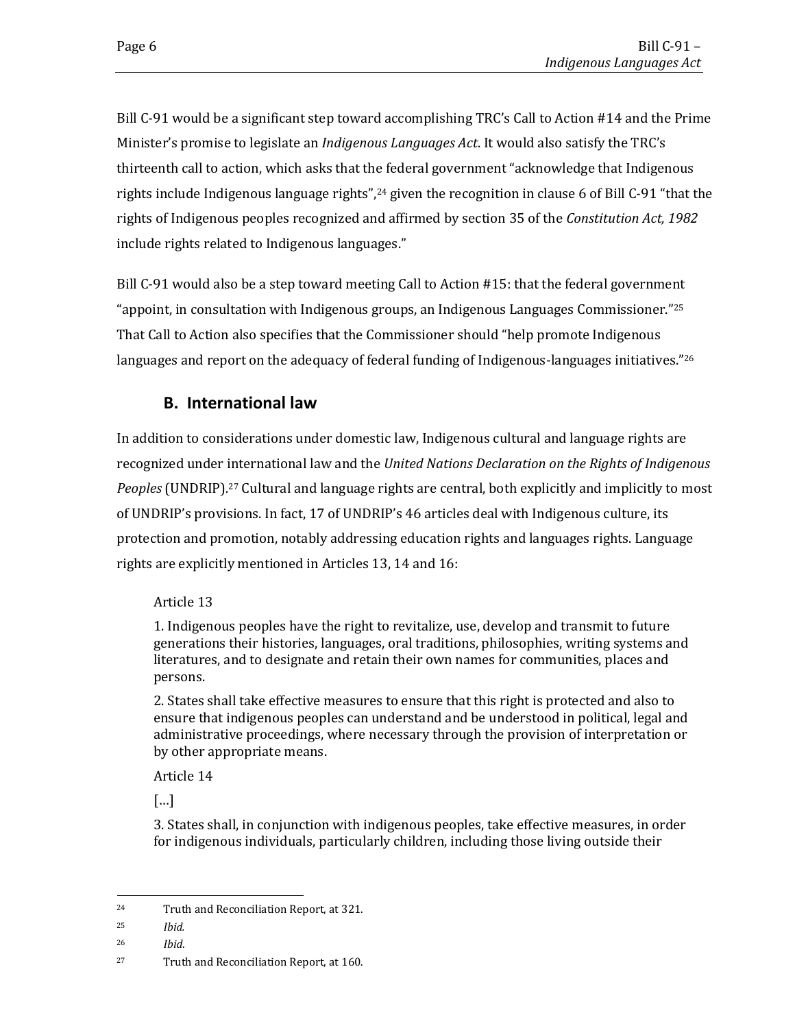Bill C-91 would be a significant step toward accomplishing TRC's Call to Action #14 and the Prime Minister's promise to legislate an *Indigenous Languages Act*. It would also satisfy the TRC's thirteenth call to action, which asks that the federal government "acknowledge that Indigenous rights include Indigenous language rights",[24] given the recognition in clause 6 of Bill C-91 "that the rights of Indigenous peoples recognized and affirmed by section 35 of the *Constitution Act, 1982* include rights related to Indigenous languages."

Bill C-91 would also be a step toward meeting Call to Action #15: that the federal government "appoint, in consultation with Indigenous groups, an Indigenous Languages Commissioner."[25] That Call to Action also specifies that the Commissioner should "help promote Indigenous languages and report on the adequacy of federal funding of Indigenous-languages initiatives."[26]

## B. International law

In addition to considerations under domestic law, Indigenous cultural and language rights are recognized under international law and the *United Nations Declaration on the Rights of Indigenous Peoples* (UNDRIP).[27] Cultural and language rights are central, both explicitly and implicitly to most of UNDRIP's provisions. In fact, 17 of UNDRIP's 46 articles deal with Indigenous culture, its protection and promotion, notably addressing education rights and languages rights. Language rights are explicitly mentioned in Articles 13, 14 and 16:

> Article 13
>
> 1. Indigenous peoples have the right to revitalize, use, develop and transmit to future generations their histories, languages, oral traditions, philosophies, writing systems and literatures, and to designate and retain their own names for communities, places and persons.
>
> 2. States shall take effective measures to ensure that this right is protected and also to ensure that indigenous peoples can understand and be understood in political, legal and administrative proceedings, where necessary through the provision of interpretation or by other appropriate means.
>
> Article 14
>
> […]
>
> 3. States shall, in conjunction with indigenous peoples, take effective measures, in order for indigenous individuals, particularly children, including those living outside their

---

[24] Truth and Reconciliation Report, at 321.

[25] *Ibid.*

[26] *Ibid.*

[27] Truth and Reconciliation Report, at 160.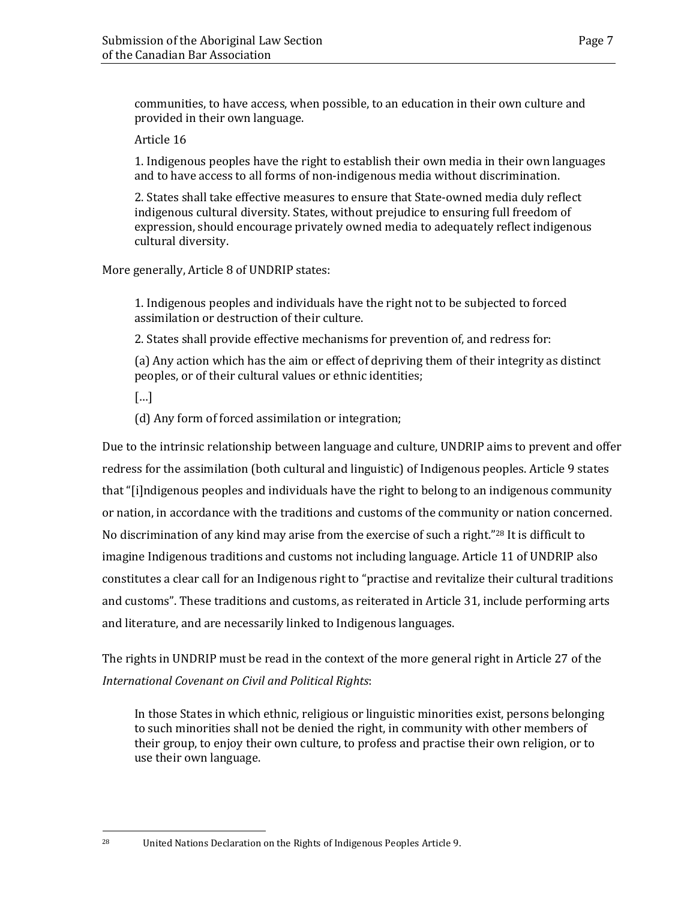> communities, to have access, when possible, to an education in their own culture and provided in their own language.
>
> Article 16
>
> 1. Indigenous peoples have the right to establish their own media in their own languages and to have access to all forms of non-indigenous media without discrimination.
>
> 2. States shall take effective measures to ensure that State-owned media duly reflect indigenous cultural diversity. States, without prejudice to ensuring full freedom of expression, should encourage privately owned media to adequately reflect indigenous cultural diversity.

More generally, Article 8 of UNDRIP states:

> 1. Indigenous peoples and individuals have the right not to be subjected to forced assimilation or destruction of their culture.
>
> 2. States shall provide effective mechanisms for prevention of, and redress for:
>
> (a) Any action which has the aim or effect of depriving them of their integrity as distinct peoples, or of their cultural values or ethnic identities;
>
> […]
>
> (d) Any form of forced assimilation or integration;

Due to the intrinsic relationship between language and culture, UNDRIP aims to prevent and offer redress for the assimilation (both cultural and linguistic) of Indigenous peoples. Article 9 states that "[i]ndigenous peoples and individuals have the right to belong to an indigenous community or nation, in accordance with the traditions and customs of the community or nation concerned. No discrimination of any kind may arise from the exercise of such a right."[28] It is difficult to imagine Indigenous traditions and customs not including language. Article 11 of UNDRIP also constitutes a clear call for an Indigenous right to "practise and revitalize their cultural traditions and customs". These traditions and customs, as reiterated in Article 31, include performing arts and literature, and are necessarily linked to Indigenous languages.

The rights in UNDRIP must be read in the context of the more general right in Article 27 of the *International Covenant on Civil and Political Rights*:

> In those States in which ethnic, religious or linguistic minorities exist, persons belonging to such minorities shall not be denied the right, in community with other members of their group, to enjoy their own culture, to profess and practise their own religion, or to use their own language.

---

[28] United Nations Declaration on the Rights of Indigenous Peoples Article 9.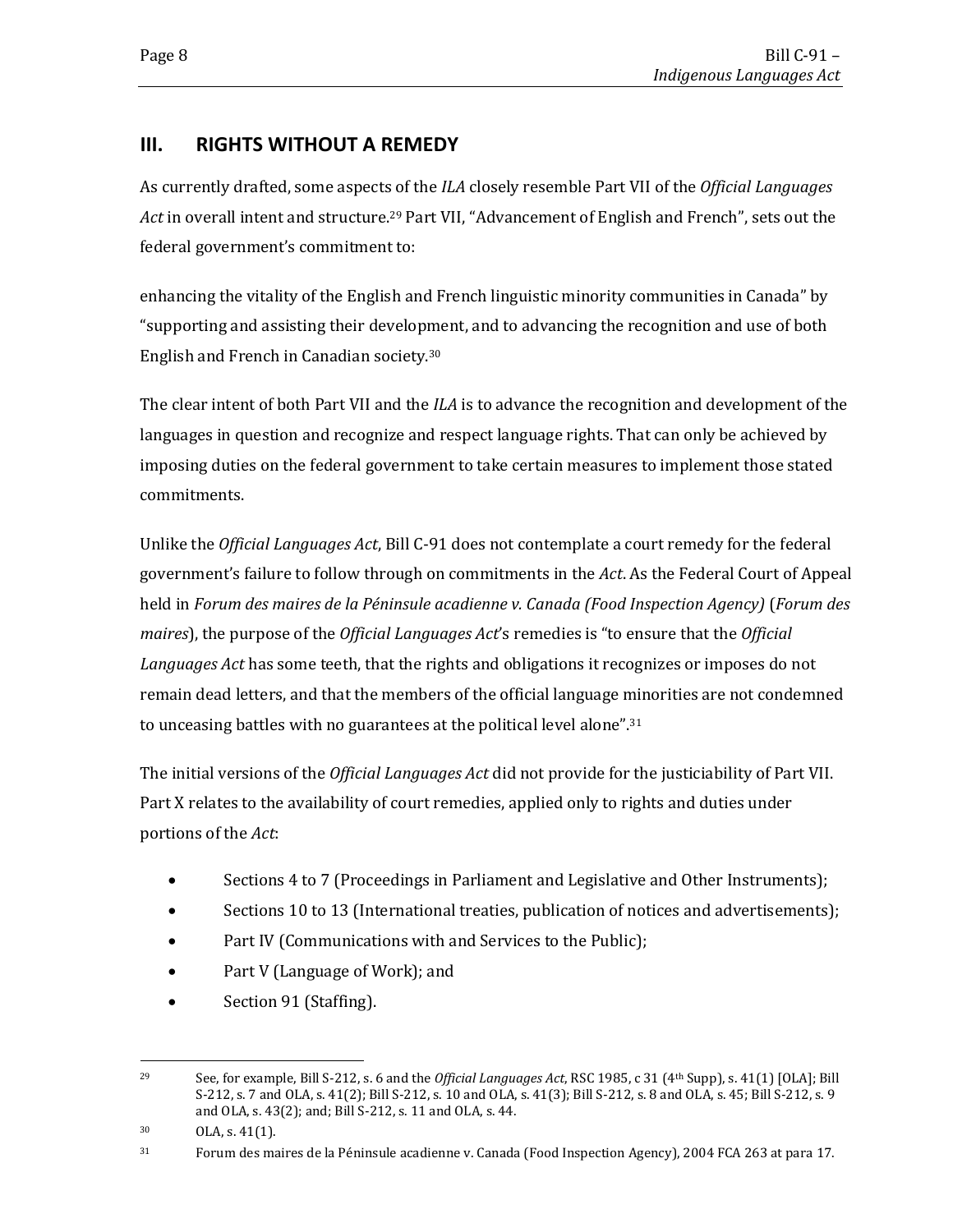## III. RIGHTS WITHOUT A REMEDY

As currently drafted, some aspects of the *ILA* closely resemble Part VII of the *Official Languages Act* in overall intent and structure.[29] Part VII, "Advancement of English and French", sets out the federal government's commitment to:

enhancing the vitality of the English and French linguistic minority communities in Canada" by "supporting and assisting their development, and to advancing the recognition and use of both English and French in Canadian society.[30]

The clear intent of both Part VII and the *ILA* is to advance the recognition and development of the languages in question and recognize and respect language rights. That can only be achieved by imposing duties on the federal government to take certain measures to implement those stated commitments.

Unlike the *Official Languages Act*, Bill C-91 does not contemplate a court remedy for the federal government's failure to follow through on commitments in the *Act*. As the Federal Court of Appeal held in *Forum des maires de la Péninsule acadienne v. Canada (Food Inspection Agency)* (*Forum des maires*), the purpose of the *Official Languages Act*'s remedies is "to ensure that the *Official Languages Act* has some teeth, that the rights and obligations it recognizes or imposes do not remain dead letters, and that the members of the official language minorities are not condemned to unceasing battles with no guarantees at the political level alone".[31]

The initial versions of the *Official Languages Act* did not provide for the justiciability of Part VII. Part X relates to the availability of court remedies, applied only to rights and duties under portions of the *Act*:

- Sections 4 to 7 (Proceedings in Parliament and Legislative and Other Instruments);
- Sections 10 to 13 (International treaties, publication of notices and advertisements);
- Part IV (Communications with and Services to the Public);
- Part V (Language of Work); and
- Section 91 (Staffing).

---

[29] See, for example, Bill S-212, s. 6 and the *Official Languages Act*, RSC 1985, c 31 (4th Supp), s. 41(1) [OLA]; Bill S-212, s. 7 and OLA, s. 41(2); Bill S-212, s. 10 and OLA, s. 41(3); Bill S-212, s. 8 and OLA, s. 45; Bill S-212, s. 9 and OLA, s. 43(2); and; Bill S-212, s. 11 and OLA, s. 44.

[30] OLA, s. 41(1).

[31] Forum des maires de la Péninsule acadienne v. Canada (Food Inspection Agency), 2004 FCA 263 at para 17.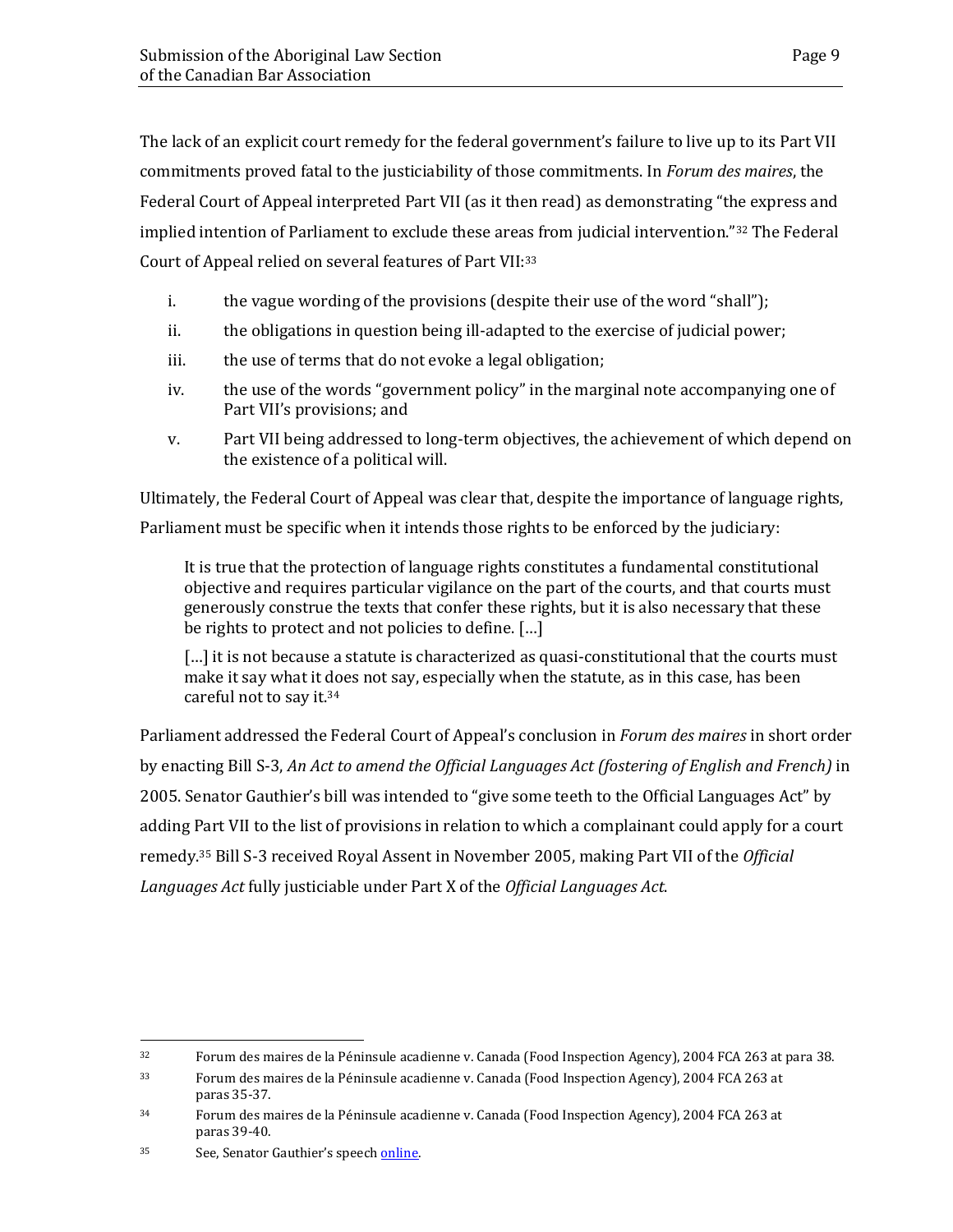The lack of an explicit court remedy for the federal government's failure to live up to its Part VII commitments proved fatal to the justiciability of those commitments. In *Forum des maires*, the Federal Court of Appeal interpreted Part VII (as it then read) as demonstrating "the express and implied intention of Parliament to exclude these areas from judicial intervention."[32] The Federal Court of Appeal relied on several features of Part VII:[33]

i. the vague wording of the provisions (despite their use of the word "shall");

ii. the obligations in question being ill-adapted to the exercise of judicial power;

iii. the use of terms that do not evoke a legal obligation;

iv. the use of the words "government policy" in the marginal note accompanying one of Part VII's provisions; and

v. Part VII being addressed to long-term objectives, the achievement of which depend on the existence of a political will.

Ultimately, the Federal Court of Appeal was clear that, despite the importance of language rights, Parliament must be specific when it intends those rights to be enforced by the judiciary:

> It is true that the protection of language rights constitutes a fundamental constitutional objective and requires particular vigilance on the part of the courts, and that courts must generously construe the texts that confer these rights, but it is also necessary that these be rights to protect and not policies to define. […]
>
> […] it is not because a statute is characterized as quasi-constitutional that the courts must make it say what it does not say, especially when the statute, as in this case, has been careful not to say it.[34]

Parliament addressed the Federal Court of Appeal's conclusion in *Forum des maires* in short order by enacting Bill S-3, *An Act to amend the Official Languages Act (fostering of English and French)* in 2005. Senator Gauthier's bill was intended to "give some teeth to the Official Languages Act" by adding Part VII to the list of provisions in relation to which a complainant could apply for a court remedy.[35] Bill S-3 received Royal Assent in November 2005, making Part VII of the *Official Languages Act* fully justiciable under Part X of the *Official Languages Act*.

---

[32] Forum des maires de la Péninsule acadienne v. Canada (Food Inspection Agency), 2004 FCA 263 at para 38.

[33] Forum des maires de la Péninsule acadienne v. Canada (Food Inspection Agency), 2004 FCA 263 at paras 35-37.

[34] Forum des maires de la Péninsule acadienne v. Canada (Food Inspection Agency), 2004 FCA 263 at paras 39-40.

[35] See, Senator Gauthier's speech online.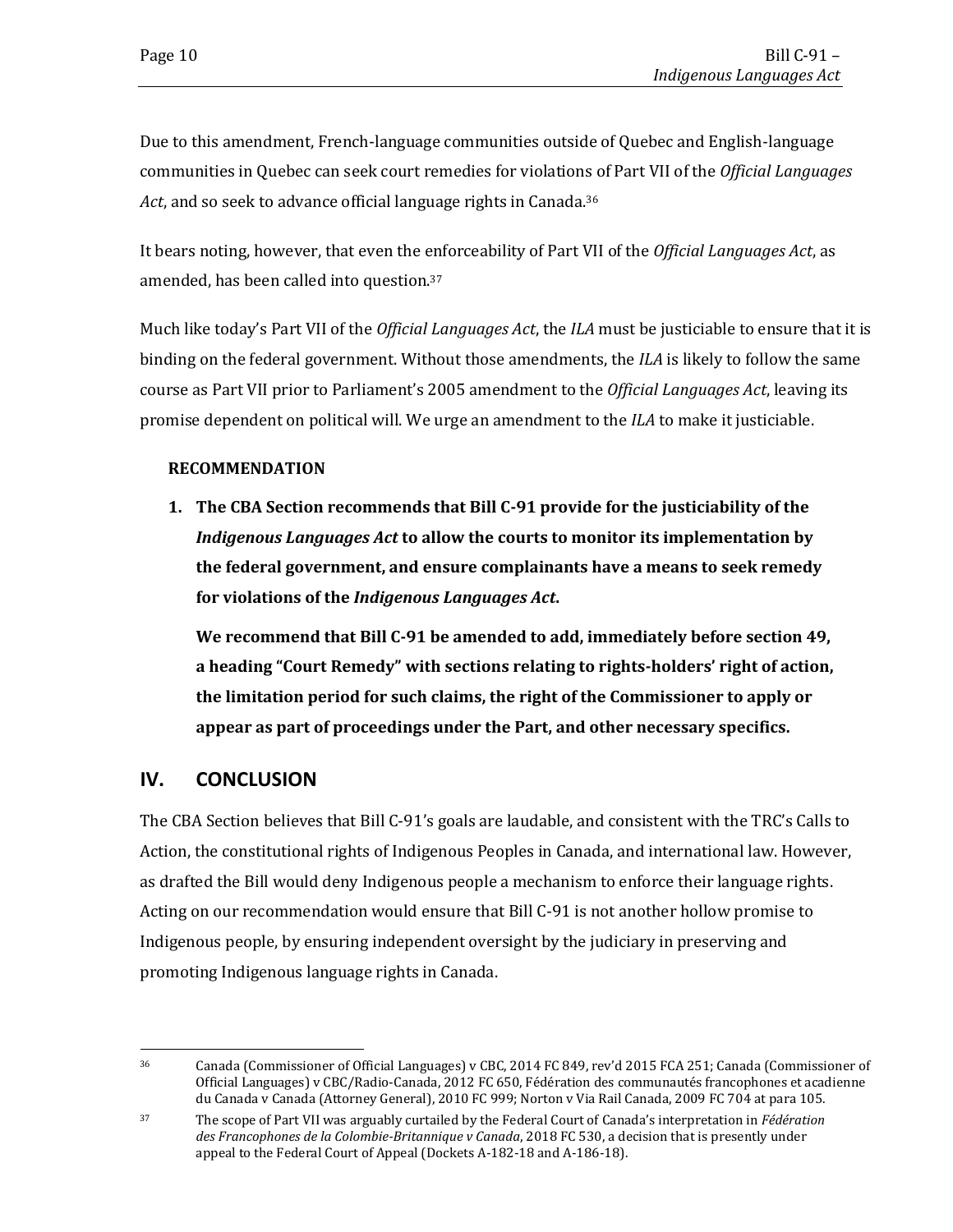Due to this amendment, French-language communities outside of Quebec and English-language communities in Quebec can seek court remedies for violations of Part VII of the *Official Languages Act*, and so seek to advance official language rights in Canada.[36]

It bears noting, however, that even the enforceability of Part VII of the *Official Languages Act*, as amended, has been called into question.[37]

Much like today's Part VII of the *Official Languages Act*, the *ILA* must be justiciable to ensure that it is binding on the federal government. Without those amendments, the *ILA* is likely to follow the same course as Part VII prior to Parliament's 2005 amendment to the *Official Languages Act*, leaving its promise dependent on political will. We urge an amendment to the *ILA* to make it justiciable.

**RECOMMENDATION**

1. **The CBA Section recommends that Bill C-91 provide for the justiciability of the *Indigenous Languages Act* to allow the courts to monitor its implementation by the federal government, and ensure complainants have a means to seek remedy for violations of the *Indigenous Languages Act*.**

   **We recommend that Bill C-91 be amended to add, immediately before section 49, a heading "Court Remedy" with sections relating to rights-holders' right of action, the limitation period for such claims, the right of the Commissioner to apply or appear as part of proceedings under the Part, and other necessary specifics.**

## IV. CONCLUSION

The CBA Section believes that Bill C-91's goals are laudable, and consistent with the TRC's Calls to Action, the constitutional rights of Indigenous Peoples in Canada, and international law. However, as drafted the Bill would deny Indigenous people a mechanism to enforce their language rights. Acting on our recommendation would ensure that Bill C-91 is not another hollow promise to Indigenous people, by ensuring independent oversight by the judiciary in preserving and promoting Indigenous language rights in Canada.

---

[36] Canada (Commissioner of Official Languages) v CBC, 2014 FC 849, rev'd 2015 FCA 251; Canada (Commissioner of Official Languages) v CBC/Radio-Canada, 2012 FC 650, Fédération des communautés francophones et acadienne du Canada v Canada (Attorney General), 2010 FC 999; Norton v Via Rail Canada, 2009 FC 704 at para 105.

[37] The scope of Part VII was arguably curtailed by the Federal Court of Canada's interpretation in *Fédération des Francophones de la Colombie-Britannique v Canada*, 2018 FC 530, a decision that is presently under appeal to the Federal Court of Appeal (Dockets A-182-18 and A-186-18).